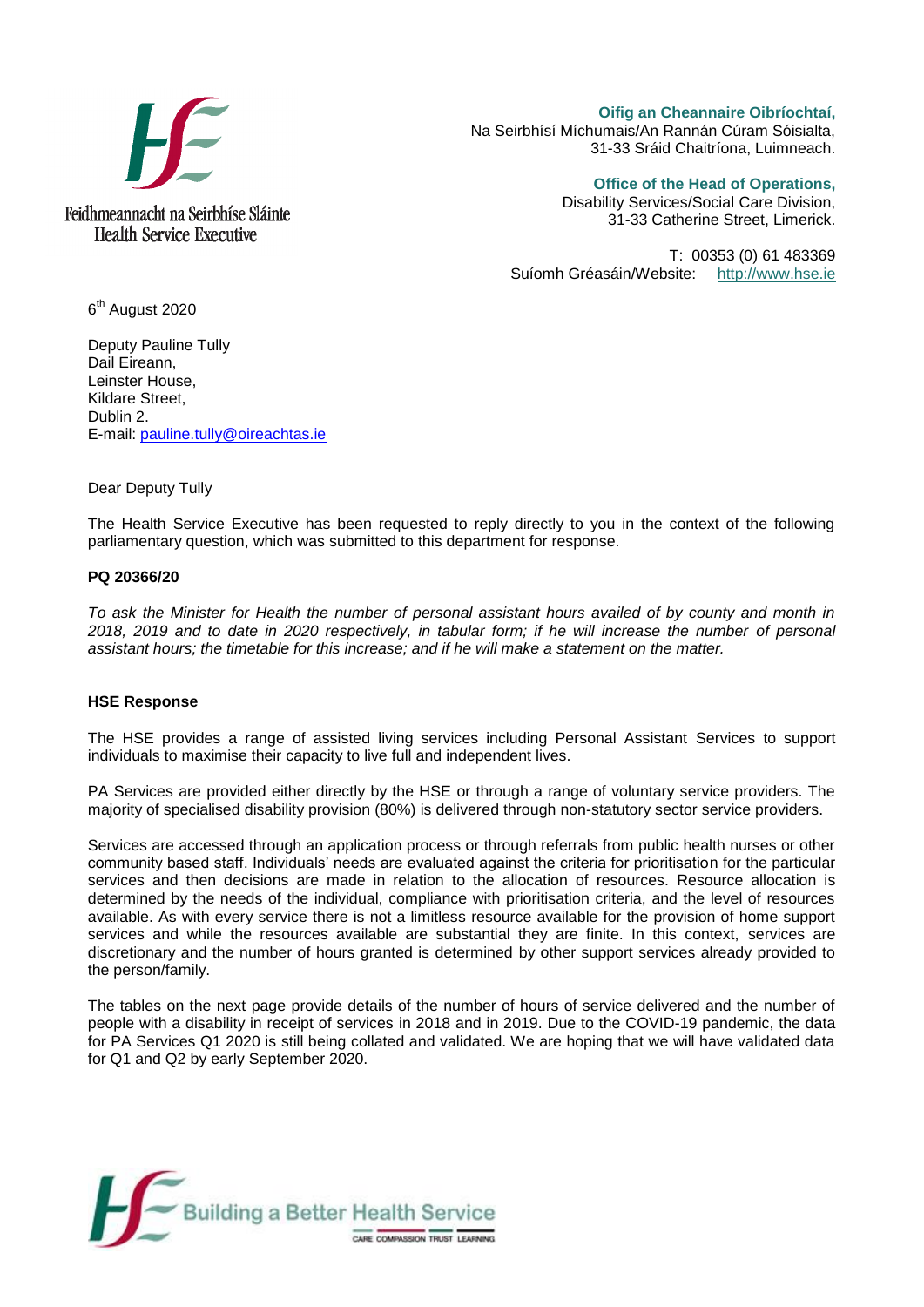Feidhmeannacht na Seirbhíse Sláinte
Health Service Executive

**Oifig an Cheannaire Oibríochtaí,**
Na Seirbhísí Míchumais/An Rannán Cúram Sóisialta,
31-33 Sráid Chaitríona, Luimneach.

**Office of the Head of Operations,**
Disability Services/Social Care Division,
31-33 Catherine Street, Limerick.

T: 00353 (0) 61 483369
Suíomh Gréasáin/Website: http://www.hse.ie

6th August 2020

Deputy Pauline Tully
Dail Eireann,
Leinster House,
Kildare Street,
Dublin 2.
E-mail: pauline.tully@oireachtas.ie

Dear Deputy Tully

The Health Service Executive has been requested to reply directly to you in the context of the following parliamentary question, which was submitted to this department for response.

**PQ 20366/20**

*To ask the Minister for Health the number of personal assistant hours availed of by county and month in 2018, 2019 and to date in 2020 respectively, in tabular form; if he will increase the number of personal assistant hours; the timetable for this increase; and if he will make a statement on the matter.*

**HSE Response**

The HSE provides a range of assisted living services including Personal Assistant Services to support individuals to maximise their capacity to live full and independent lives.

PA Services are provided either directly by the HSE or through a range of voluntary service providers. The majority of specialised disability provision (80%) is delivered through non-statutory sector service providers.

Services are accessed through an application process or through referrals from public health nurses or other community based staff. Individuals' needs are evaluated against the criteria for prioritisation for the particular services and then decisions are made in relation to the allocation of resources. Resource allocation is determined by the needs of the individual, compliance with prioritisation criteria, and the level of resources available. As with every service there is not a limitless resource available for the provision of home support services and while the resources available are substantial they are finite. In this context, services are discretionary and the number of hours granted is determined by other support services already provided to the person/family.

The tables on the next page provide details of the number of hours of service delivered and the number of people with a disability in receipt of services in 2018 and in 2019. Due to the COVID-19 pandemic, the data for PA Services Q1 2020 is still being collated and validated. We are hoping that we will have validated data for Q1 and Q2 by early September 2020.

Building a Better Health Service
CARE COMPASSION TRUST LEARNING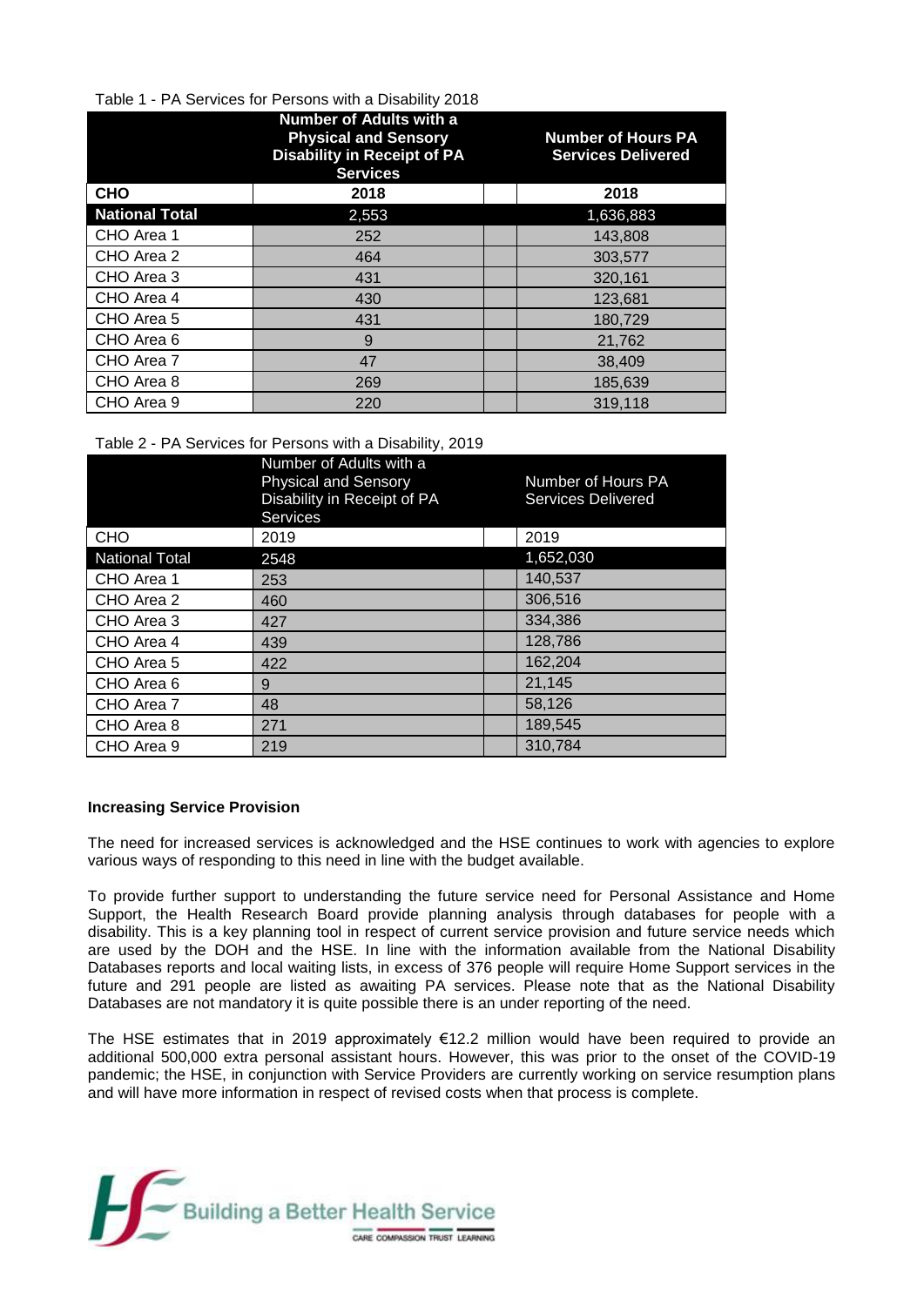Table 1 - PA Services for Persons with a Disability 2018

| | Number of Adults with a Physical and Sensory Disability in Receipt of PA Services | | Number of Hours PA Services Delivered |
|---|---|---|---|
| **CHO** | **2018** | | **2018** |
| **National Total** | 2,553 | | 1,636,883 |
| CHO Area 1 | 252 | | 143,808 |
| CHO Area 2 | 464 | | 303,577 |
| CHO Area 3 | 431 | | 320,161 |
| CHO Area 4 | 430 | | 123,681 |
| CHO Area 5 | 431 | | 180,729 |
| CHO Area 6 | 9 | | 21,762 |
| CHO Area 7 | 47 | | 38,409 |
| CHO Area 8 | 269 | | 185,639 |
| CHO Area 9 | 220 | | 319,118 |

Table 2 - PA Services for Persons with a Disability, 2019

| | Number of Adults with a Physical and Sensory Disability in Receipt of PA Services | | Number of Hours PA Services Delivered |
|---|---|---|---|
| CHO | 2019 | | 2019 |
| National Total | 2548 | | 1,652,030 |
| CHO Area 1 | 253 | | 140,537 |
| CHO Area 2 | 460 | | 306,516 |
| CHO Area 3 | 427 | | 334,386 |
| CHO Area 4 | 439 | | 128,786 |
| CHO Area 5 | 422 | | 162,204 |
| CHO Area 6 | 9 | | 21,145 |
| CHO Area 7 | 48 | | 58,126 |
| CHO Area 8 | 271 | | 189,545 |
| CHO Area 9 | 219 | | 310,784 |

**Increasing Service Provision**

The need for increased services is acknowledged and the HSE continues to work with agencies to explore various ways of responding to this need in line with the budget available.

To provide further support to understanding the future service need for Personal Assistance and Home Support, the Health Research Board provide planning analysis through databases for people with a disability. This is a key planning tool in respect of current service provision and future service needs which are used by the DOH and the HSE. In line with the information available from the National Disability Databases reports and local waiting lists, in excess of 376 people will require Home Support services in the future and 291 people are listed as awaiting PA services. Please note that as the National Disability Databases are not mandatory it is quite possible there is an under reporting of the need.

The HSE estimates that in 2019 approximately €12.2 million would have been required to provide an additional 500,000 extra personal assistant hours. However, this was prior to the onset of the COVID-19 pandemic; the HSE, in conjunction with Service Providers are currently working on service resumption plans and will have more information in respect of revised costs when that process is complete.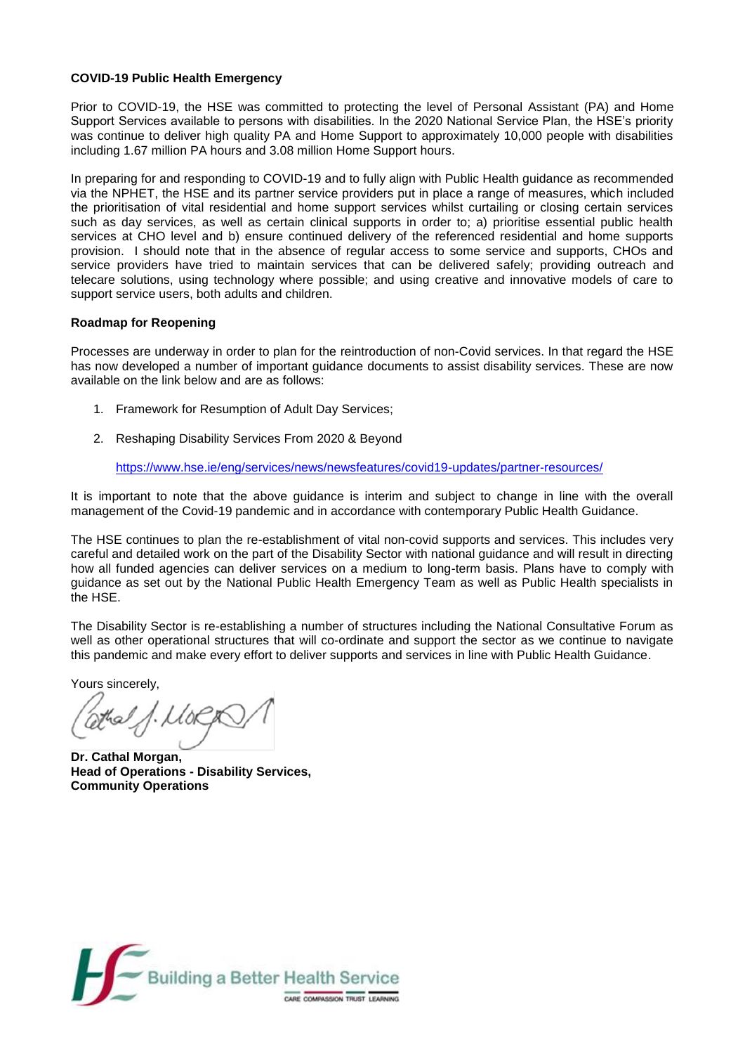**COVID-19 Public Health Emergency**

Prior to COVID-19, the HSE was committed to protecting the level of Personal Assistant (PA) and Home Support Services available to persons with disabilities. In the 2020 National Service Plan, the HSE's priority was continue to deliver high quality PA and Home Support to approximately 10,000 people with disabilities including 1.67 million PA hours and 3.08 million Home Support hours.

In preparing for and responding to COVID-19 and to fully align with Public Health guidance as recommended via the NPHET, the HSE and its partner service providers put in place a range of measures, which included the prioritisation of vital residential and home support services whilst curtailing or closing certain services such as day services, as well as certain clinical supports in order to; a) prioritise essential public health services at CHO level and b) ensure continued delivery of the referenced residential and home supports provision. I should note that in the absence of regular access to some service and supports, CHOs and service providers have tried to maintain services that can be delivered safely; providing outreach and telecare solutions, using technology where possible; and using creative and innovative models of care to support service users, both adults and children.

**Roadmap for Reopening**

Processes are underway in order to plan for the reintroduction of non-Covid services. In that regard the HSE has now developed a number of important guidance documents to assist disability services. These are now available on the link below and are as follows:

1. Framework for Resumption of Adult Day Services;
2. Reshaping Disability Services From 2020 & Beyond

   https://www.hse.ie/eng/services/news/newsfeatures/covid19-updates/partner-resources/

It is important to note that the above guidance is interim and subject to change in line with the overall management of the Covid-19 pandemic and in accordance with contemporary Public Health Guidance.

The HSE continues to plan the re-establishment of vital non-covid supports and services. This includes very careful and detailed work on the part of the Disability Sector with national guidance and will result in directing how all funded agencies can deliver services on a medium to long-term basis. Plans have to comply with guidance as set out by the National Public Health Emergency Team as well as Public Health specialists in the HSE.

The Disability Sector is re-establishing a number of structures including the National Consultative Forum as well as other operational structures that will co-ordinate and support the sector as we continue to navigate this pandemic and make every effort to deliver supports and services in line with Public Health Guidance.

Yours sincerely,

**Dr. Cathal Morgan,**
**Head of Operations - Disability Services,**
**Community Operations**

Building a Better Health Service

CARE COMPASSION TRUST LEARNING